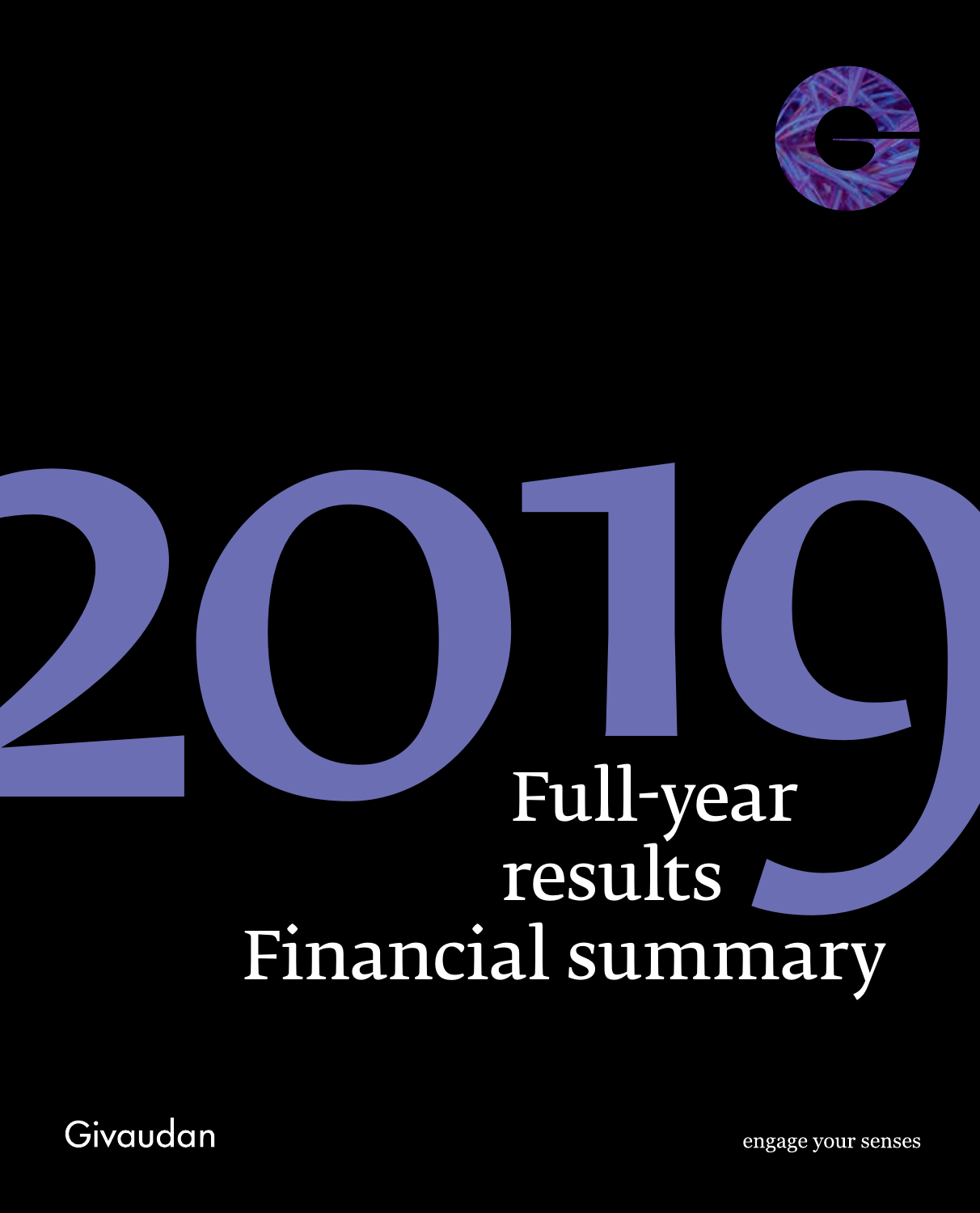# 2019

# Full-year results Financial summary

Givaudan

engage your senses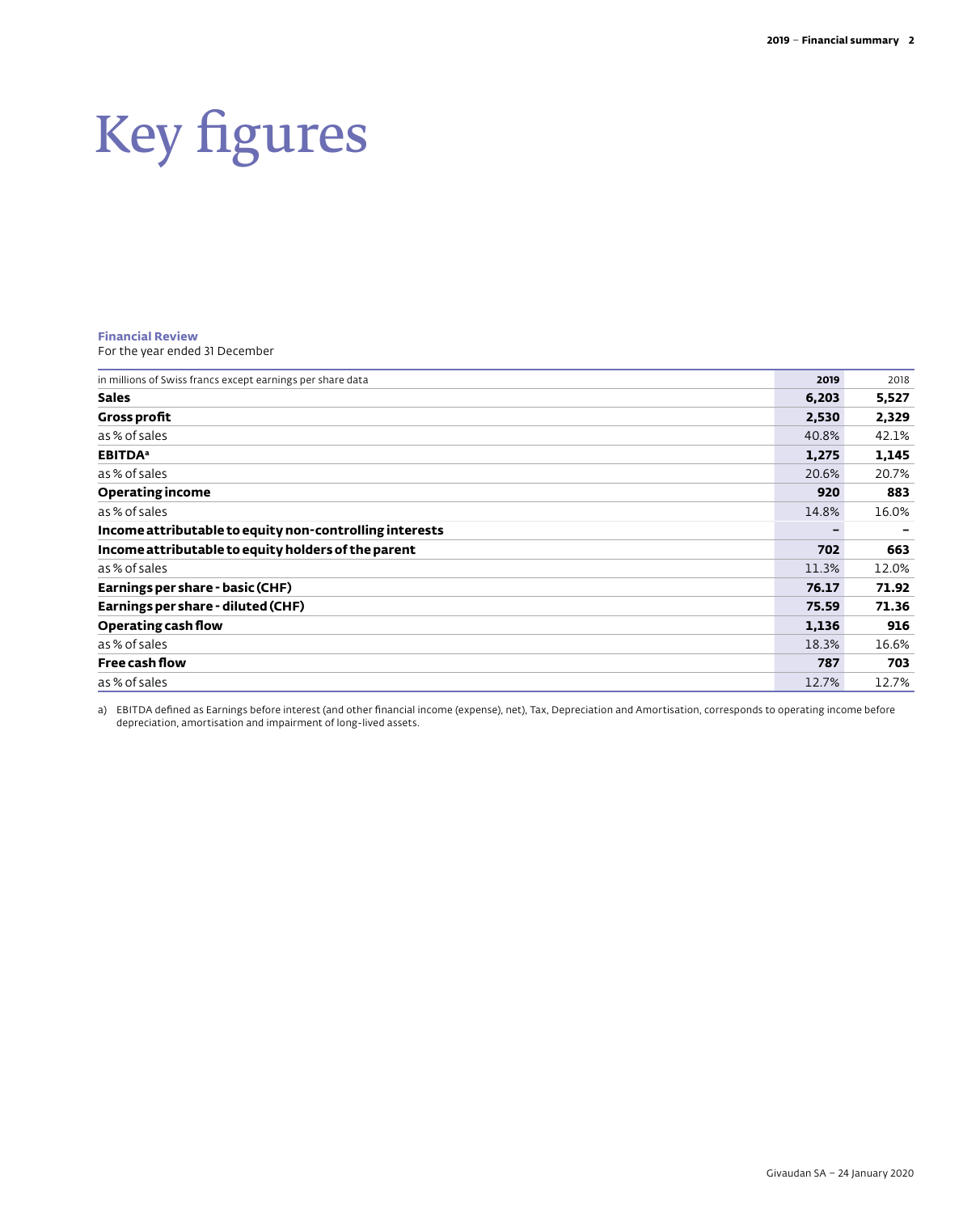# Key figures

**Financial Review**

For the year ended 31 December

| in millions of Swiss francs except earnings per share data | 2019 | 2018 |
|---|---|---|
| **Sales** | **6,203** | **5,527** |
| **Gross profit** | **2,530** | **2,329** |
| as % of sales | 40.8% | 42.1% |
| **EBITDA**[a] | **1,275** | **1,145** |
| as % of sales | 20.6% | 20.7% |
| **Operating income** | **920** | **883** |
| as % of sales | 14.8% | 16.0% |
| **Income attributable to equity non-controlling interests** | **–** | **–** |
| **Income attributable to equity holders of the parent** | **702** | **663** |
| as % of sales | 11.3% | 12.0% |
| **Earnings per share - basic (CHF)** | **76.17** | **71.92** |
| **Earnings per share - diluted (CHF)** | **75.59** | **71.36** |
| **Operating cash flow** | **1,136** | **916** |
| as % of sales | 18.3% | 16.6% |
| **Free cash flow** | **787** | **703** |
| as % of sales | 12.7% | 12.7% |

a) EBITDA defined as Earnings before interest (and other financial income (expense), net), Tax, Depreciation and Amortisation, corresponds to operating income before depreciation, amortisation and impairment of long-lived assets.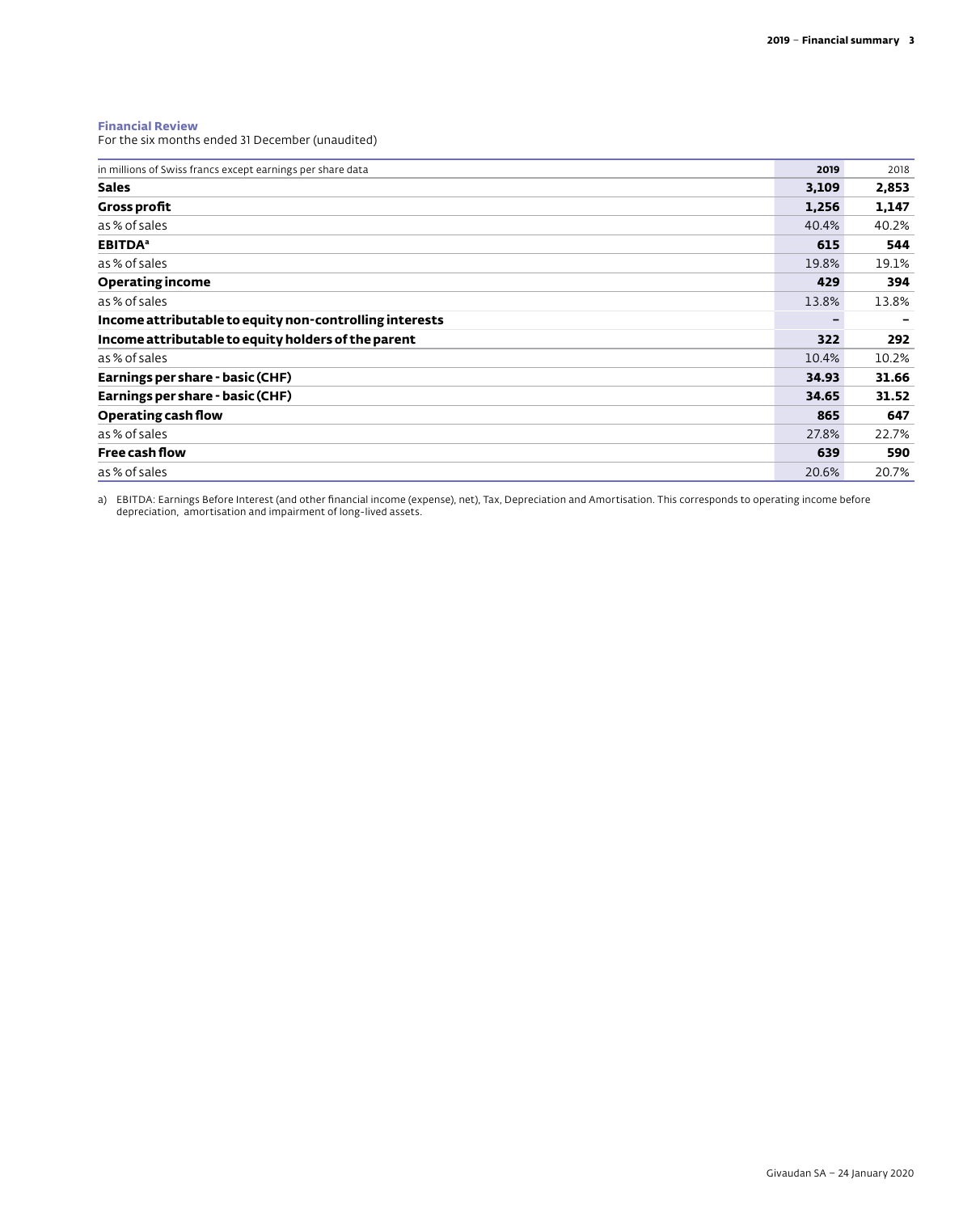**Financial Review**

For the six months ended 31 December (unaudited)

| in millions of Swiss francs except earnings per share data | 2019 | 2018 |
|---|---|---|
| **Sales** | **3,109** | **2,853** |
| **Gross profit** | **1,256** | **1,147** |
| as % of sales | 40.4% | 40.2% |
| **EBITDA**[a] | **615** | **544** |
| as % of sales | 19.8% | 19.1% |
| **Operating income** | **429** | **394** |
| as % of sales | 13.8% | 13.8% |
| **Income attributable to equity non-controlling interests** | **–** | **–** |
| **Income attributable to equity holders of the parent** | **322** | **292** |
| as % of sales | 10.4% | 10.2% |
| **Earnings per share - basic (CHF)** | **34.93** | **31.66** |
| **Earnings per share - basic (CHF)** | **34.65** | **31.52** |
| **Operating cash flow** | **865** | **647** |
| as % of sales | 27.8% | 22.7% |
| **Free cash flow** | **639** | **590** |
| as % of sales | 20.6% | 20.7% |

a) EBITDA: Earnings Before Interest (and other financial income (expense), net), Tax, Depreciation and Amortisation. This corresponds to operating income before depreciation, amortisation and impairment of long-lived assets.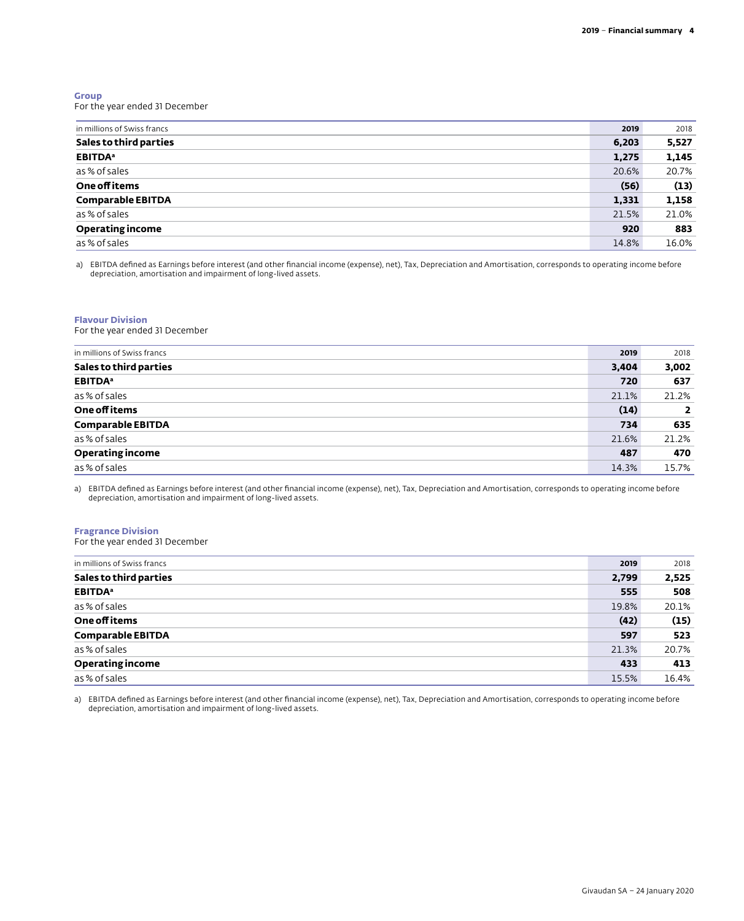### Group

For the year ended 31 December

| in millions of Swiss francs | 2019 | 2018 |
|---|---|---|
| **Sales to third parties** | **6,203** | **5,527** |
| **EBITDA**[a] | **1,275** | **1,145** |
| as % of sales | 20.6% | 20.7% |
| **One off items** | **(56)** | **(13)** |
| **Comparable EBITDA** | **1,331** | **1,158** |
| as % of sales | 21.5% | 21.0% |
| **Operating income** | **920** | **883** |
| as % of sales | 14.8% | 16.0% |

a) EBITDA defined as Earnings before interest (and other financial income (expense), net), Tax, Depreciation and Amortisation, corresponds to operating income before depreciation, amortisation and impairment of long-lived assets.

### Flavour Division

For the year ended 31 December

| in millions of Swiss francs | 2019 | 2018 |
|---|---|---|
| **Sales to third parties** | **3,404** | **3,002** |
| **EBITDA**[a] | **720** | **637** |
| as % of sales | 21.1% | 21.2% |
| **One off items** | **(14)** | **2** |
| **Comparable EBITDA** | **734** | **635** |
| as % of sales | 21.6% | 21.2% |
| **Operating income** | **487** | **470** |
| as % of sales | 14.3% | 15.7% |

a) EBITDA defined as Earnings before interest (and other financial income (expense), net), Tax, Depreciation and Amortisation, corresponds to operating income before depreciation, amortisation and impairment of long-lived assets.

### Fragrance Division

For the year ended 31 December

| in millions of Swiss francs | 2019 | 2018 |
|---|---|---|
| **Sales to third parties** | **2,799** | **2,525** |
| **EBITDA**[a] | **555** | **508** |
| as % of sales | 19.8% | 20.1% |
| **One off items** | **(42)** | **(15)** |
| **Comparable EBITDA** | **597** | **523** |
| as % of sales | 21.3% | 20.7% |
| **Operating income** | **433** | **413** |
| as % of sales | 15.5% | 16.4% |

a) EBITDA defined as Earnings before interest (and other financial income (expense), net), Tax, Depreciation and Amortisation, corresponds to operating income before depreciation, amortisation and impairment of long-lived assets.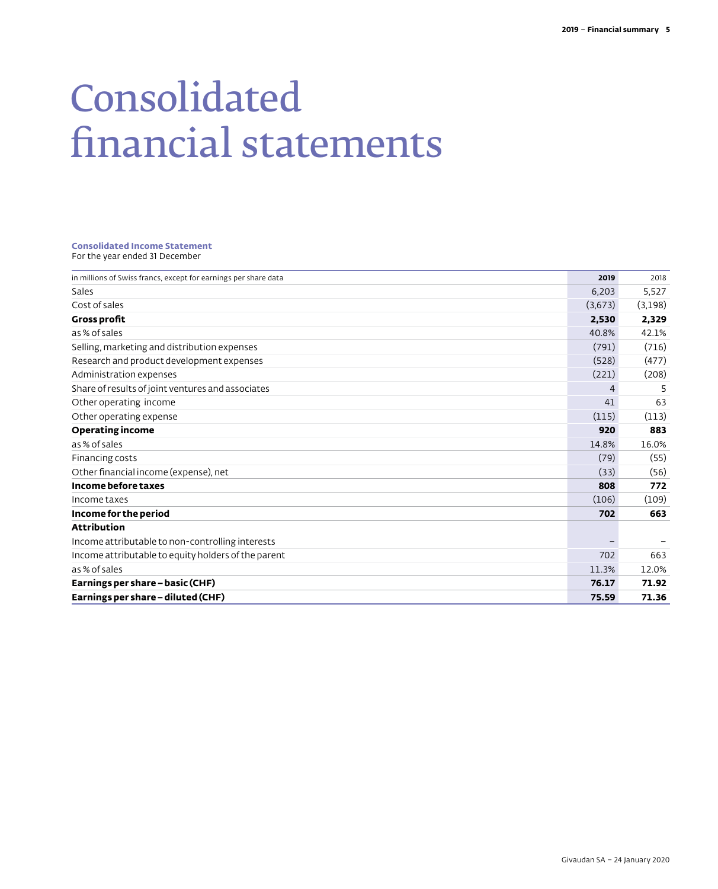# Consolidated financial statements

**Consolidated Income Statement**
For the year ended 31 December

| in millions of Swiss francs, except for earnings per share data | 2019 | 2018 |
|---|---|---|
| Sales | 6,203 | 5,527 |
| Cost of sales | (3,673) | (3,198) |
| **Gross profit** | **2,530** | **2,329** |
| as % of sales | 40.8% | 42.1% |
| Selling, marketing and distribution expenses | (791) | (716) |
| Research and product development expenses | (528) | (477) |
| Administration expenses | (221) | (208) |
| Share of results of joint ventures and associates | 4 | 5 |
| Other operating income | 41 | 63 |
| Other operating expense | (115) | (113) |
| **Operating income** | **920** | **883** |
| as % of sales | 14.8% | 16.0% |
| Financing costs | (79) | (55) |
| Other financial income (expense), net | (33) | (56) |
| **Income before taxes** | **808** | **772** |
| Income taxes | (106) | (109) |
| **Income for the period** | **702** | **663** |
| **Attribution** | | |
| Income attributable to non-controlling interests | – | – |
| Income attributable to equity holders of the parent | 702 | 663 |
| as % of sales | 11.3% | 12.0% |
| **Earnings per share – basic (CHF)** | **76.17** | **71.92** |
| **Earnings per share – diluted (CHF)** | **75.59** | **71.36** |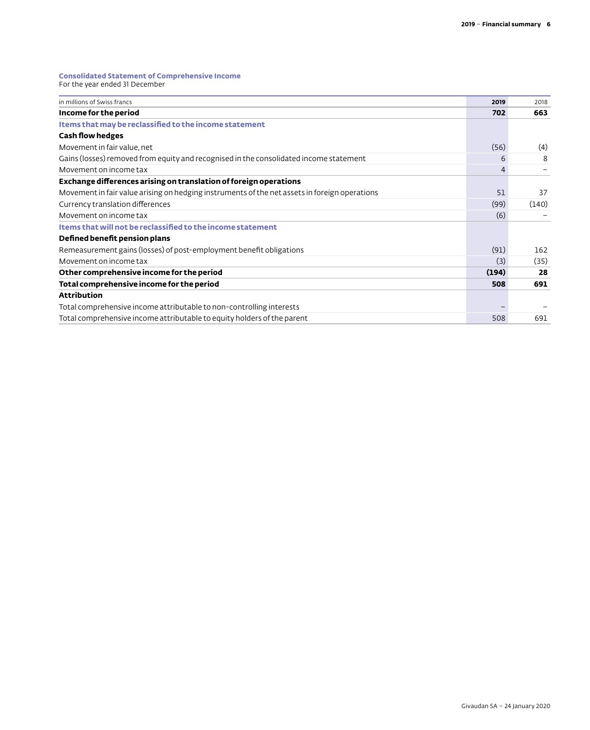### Consolidated Statement of Comprehensive Income

For the year ended 31 December

| in millions of Swiss francs | 2019 | 2018 |
|---|---|---|
| **Income for the period** | **702** | **663** |
| **Items that may be reclassified to the income statement** | | |
| **Cash flow hedges** | | |
| Movement in fair value, net | (56) | (4) |
| Gains (losses) removed from equity and recognised in the consolidated income statement | 6 | 8 |
| Movement on income tax | 4 | – |
| **Exchange differences arising on translation of foreign operations** | | |
| Movement in fair value arising on hedging instruments of the net assets in foreign operations | 51 | 37 |
| Currency translation differences | (99) | (140) |
| Movement on income tax | (6) | – |
| **Items that will not be reclassified to the income statement** | | |
| **Defined benefit pension plans** | | |
| Remeasurement gains (losses) of post-employment benefit obligations | (91) | 162 |
| Movement on income tax | (3) | (35) |
| **Other comprehensive income for the period** | **(194)** | **28** |
| **Total comprehensive income for the period** | **508** | **691** |
| **Attribution** | | |
| Total comprehensive income attributable to non-controlling interests | – | – |
| Total comprehensive income attributable to equity holders of the parent | 508 | 691 |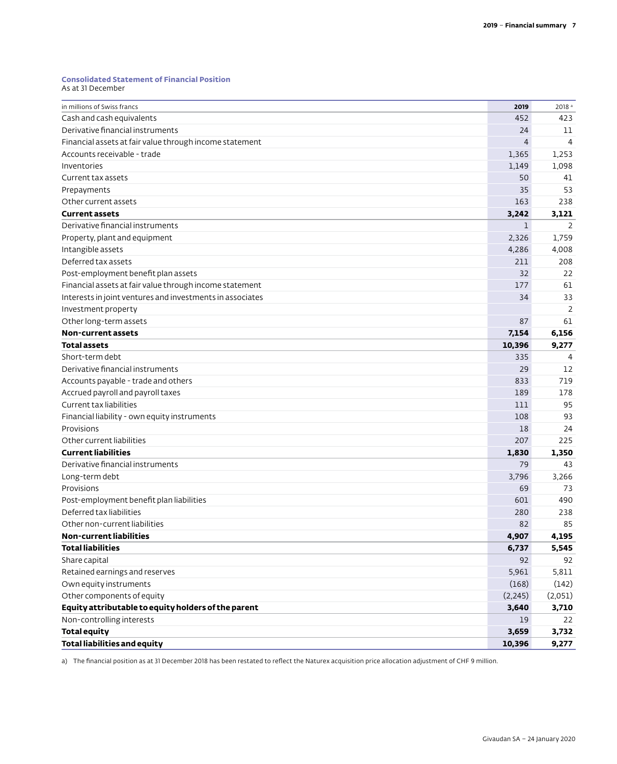**Consolidated Statement of Financial Position**
As at 31 December

| in millions of Swiss francs | 2019 | 2018 [a] |
|---|---|---|
| Cash and cash equivalents | 452 | 423 |
| Derivative financial instruments | 24 | 11 |
| Financial assets at fair value through income statement | 4 | 4 |
| Accounts receivable - trade | 1,365 | 1,253 |
| Inventories | 1,149 | 1,098 |
| Current tax assets | 50 | 41 |
| Prepayments | 35 | 53 |
| Other current assets | 163 | 238 |
| **Current assets** | **3,242** | **3,121** |
| Derivative financial instruments | 1 | 2 |
| Property, plant and equipment | 2,326 | 1,759 |
| Intangible assets | 4,286 | 4,008 |
| Deferred tax assets | 211 | 208 |
| Post-employment benefit plan assets | 32 | 22 |
| Financial assets at fair value through income statement | 177 | 61 |
| Interests in joint ventures and investments in associates | 34 | 33 |
| Investment property | | 2 |
| Other long-term assets | 87 | 61 |
| **Non-current assets** | **7,154** | **6,156** |
| **Total assets** | **10,396** | **9,277** |
| Short-term debt | 335 | 4 |
| Derivative financial instruments | 29 | 12 |
| Accounts payable - trade and others | 833 | 719 |
| Accrued payroll and payroll taxes | 189 | 178 |
| Current tax liabilities | 111 | 95 |
| Financial liability - own equity instruments | 108 | 93 |
| Provisions | 18 | 24 |
| Other current liabilities | 207 | 225 |
| **Current liabilities** | **1,830** | **1,350** |
| Derivative financial instruments | 79 | 43 |
| Long-term debt | 3,796 | 3,266 |
| Provisions | 69 | 73 |
| Post-employment benefit plan liabilities | 601 | 490 |
| Deferred tax liabilities | 280 | 238 |
| Other non-current liabilities | 82 | 85 |
| **Non-current liabilities** | **4,907** | **4,195** |
| **Total liabilities** | **6,737** | **5,545** |
| Share capital | 92 | 92 |
| Retained earnings and reserves | 5,961 | 5,811 |
| Own equity instruments | (168) | (142) |
| Other components of equity | (2,245) | (2,051) |
| **Equity attributable to equity holders of the parent** | **3,640** | **3,710** |
| Non-controlling interests | 19 | 22 |
| **Total equity** | **3,659** | **3,732** |
| **Total liabilities and equity** | **10,396** | **9,277** |

a) The financial position as at 31 December 2018 has been restated to reflect the Naturex acquisition price allocation adjustment of CHF 9 million.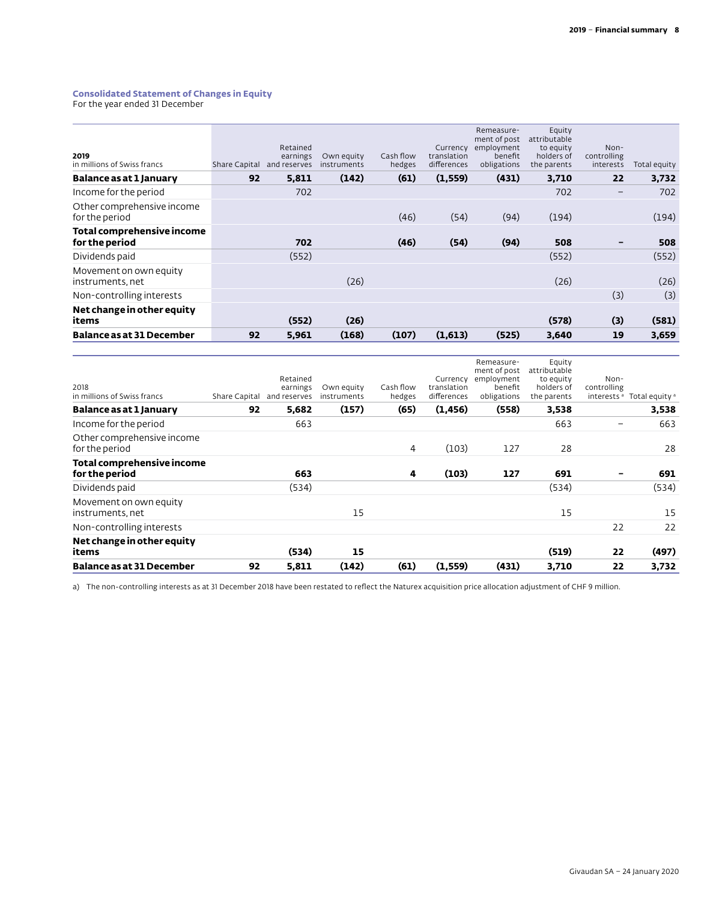### Consolidated Statement of Changes in Equity

For the year ended 31 December

| **2019**<br>in millions of Swiss francs | Share Capital | Retained earnings and reserves | Own equity instruments | Cash flow hedges | Currency translation differences | Remeasure-ment of post employment benefit obligations | Equity attributable to equity holders of the parents | Non-controlling interests | Total equity |
|---|---|---|---|---|---|---|---|---|---|
| **Balance as at 1 January** | **92** | **5,811** | **(142)** | **(61)** | **(1,559)** | **(431)** | **3,710** | **22** | **3,732** |
| Income for the period | | 702 | | | | | 702 | – | 702 |
| Other comprehensive income for the period | | | | (46) | (54) | (94) | (194) | | (194) |
| **Total comprehensive income for the period** | | **702** | | **(46)** | **(54)** | **(94)** | **508** | **–** | **508** |
| Dividends paid | | (552) | | | | | (552) | | (552) |
| Movement on own equity instruments, net | | | (26) | | | | (26) | | (26) |
| Non-controlling interests | | | | | | | | (3) | (3) |
| **Net change in other equity items** | | **(552)** | **(26)** | | | | **(578)** | **(3)** | **(581)** |
| **Balance as at 31 December** | **92** | **5,961** | **(168)** | **(107)** | **(1,613)** | **(525)** | **3,640** | **19** | **3,659** |

| 2018<br>in millions of Swiss francs | Share Capital | Retained earnings and reserves | Own equity instruments | Cash flow hedges | Currency translation differences | Remeasure-ment of post employment benefit obligations | Equity attributable to equity holders of the parents | Non-controlling interests [a] | Total equity [a] |
|---|---|---|---|---|---|---|---|---|---|
| **Balance as at 1 January** | **92** | **5,682** | **(157)** | **(65)** | **(1,456)** | **(558)** | **3,538** | | **3,538** |
| Income for the period | | 663 | | | | | 663 | – | 663 |
| Other comprehensive income for the period | | | | 4 | (103) | 127 | 28 | | 28 |
| **Total comprehensive income for the period** | | **663** | | **4** | **(103)** | **127** | **691** | **–** | **691** |
| Dividends paid | | (534) | | | | | (534) | | (534) |
| Movement on own equity instruments, net | | | 15 | | | | 15 | | 15 |
| Non-controlling interests | | | | | | | | 22 | 22 |
| **Net change in other equity items** | | **(534)** | **15** | | | | **(519)** | **22** | **(497)** |
| **Balance as at 31 December** | **92** | **5,811** | **(142)** | **(61)** | **(1,559)** | **(431)** | **3,710** | **22** | **3,732** |

a) The non-controlling interests as at 31 December 2018 have been restated to reflect the Naturex acquisition price allocation adjustment of CHF 9 million.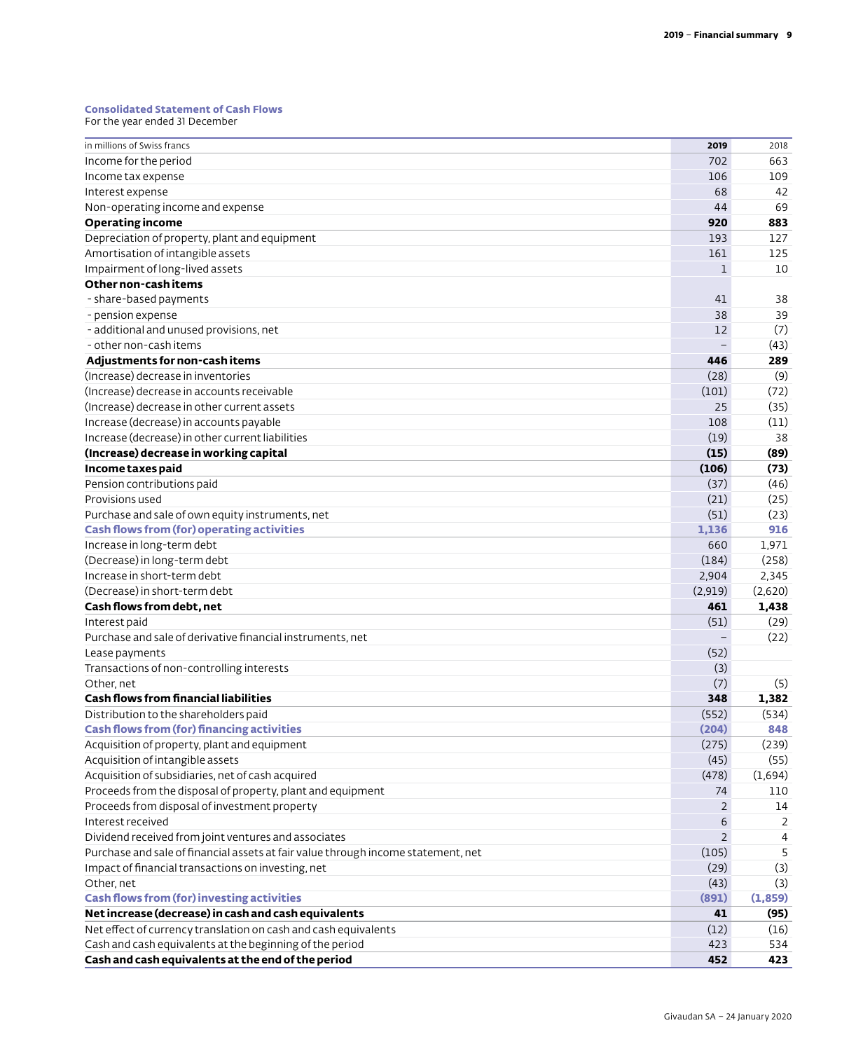### Consolidated Statement of Cash Flows

For the year ended 31 December

| in millions of Swiss francs | 2019 | 2018 |
|---|---|---|
| Income for the period | 702 | 663 |
| Income tax expense | 106 | 109 |
| Interest expense | 68 | 42 |
| Non-operating income and expense | 44 | 69 |
| **Operating income** | **920** | **883** |
| Depreciation of property, plant and equipment | 193 | 127 |
| Amortisation of intangible assets | 161 | 125 |
| Impairment of long-lived assets | 1 | 10 |
| **Other non-cash items** | | |
| - share-based payments | 41 | 38 |
| - pension expense | 38 | 39 |
| - additional and unused provisions, net | 12 | (7) |
| - other non-cash items | – | (43) |
| **Adjustments for non-cash items** | **446** | **289** |
| (Increase) decrease in inventories | (28) | (9) |
| (Increase) decrease in accounts receivable | (101) | (72) |
| (Increase) decrease in other current assets | 25 | (35) |
| Increase (decrease) in accounts payable | 108 | (11) |
| Increase (decrease) in other current liabilities | (19) | 38 |
| **(Increase) decrease in working capital** | **(15)** | **(89)** |
| **Income taxes paid** | **(106)** | **(73)** |
| Pension contributions paid | (37) | (46) |
| Provisions used | (21) | (25) |
| Purchase and sale of own equity instruments, net | (51) | (23) |
| **Cash flows from (for) operating activities** | **1,136** | **916** |
| Increase in long-term debt | 660 | 1,971 |
| (Decrease) in long-term debt | (184) | (258) |
| Increase in short-term debt | 2,904 | 2,345 |
| (Decrease) in short-term debt | (2,919) | (2,620) |
| **Cash flows from debt, net** | **461** | **1,438** |
| Interest paid | (51) | (29) |
| Purchase and sale of derivative financial instruments, net | – | (22) |
| Lease payments | (52) | |
| Transactions of non-controlling interests | (3) | |
| Other, net | (7) | (5) |
| **Cash flows from financial liabilities** | **348** | **1,382** |
| Distribution to the shareholders paid | (552) | (534) |
| **Cash flows from (for) financing activities** | **(204)** | **848** |
| Acquisition of property, plant and equipment | (275) | (239) |
| Acquisition of intangible assets | (45) | (55) |
| Acquisition of subsidiaries, net of cash acquired | (478) | (1,694) |
| Proceeds from the disposal of property, plant and equipment | 74 | 110 |
| Proceeds from disposal of investment property | 2 | 14 |
| Interest received | 6 | 2 |
| Dividend received from joint ventures and associates | 2 | 4 |
| Purchase and sale of financial assets at fair value through income statement, net | (105) | 5 |
| Impact of financial transactions on investing, net | (29) | (3) |
| Other, net | (43) | (3) |
| **Cash flows from (for) investing activities** | **(891)** | **(1,859)** |
| **Net increase (decrease) in cash and cash equivalents** | **41** | **(95)** |
| Net effect of currency translation on cash and cash equivalents | (12) | (16) |
| Cash and cash equivalents at the beginning of the period | 423 | 534 |
| **Cash and cash equivalents at the end of the period** | **452** | **423** |